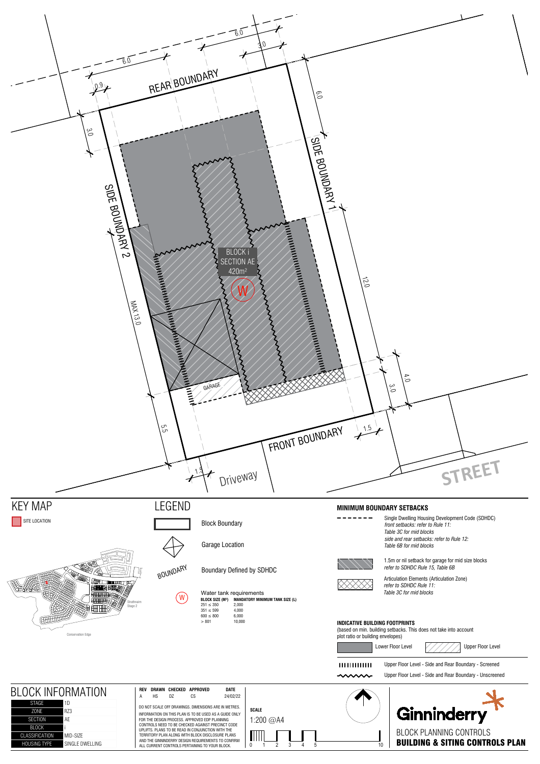REAR BOUNDARY

6.0

6.0

3.0

0.9

3.0

6.0

SIDE BOUNDARY 1

SIDE BOUNDARY 2

BLOCK i
SECTION AE
420m²

W

12.0

MAX 13.0

GARAGE

4.0

3.0

5.5

1.5

FRONT BOUNDARY

1.5

Driveway

STREET

# KEY MAP

SITE LOCATION

Strathnairn Stage 2

Conservation Edge

# LEGEND

Block Boundary

Garage Location

BOUNDARY — Boundary Defined by SDHDC

W — Water tank requirements

| BLOCK SIZE (M²) | MANDATORY MINIMUM TANK SIZE (L) |
|---|---|
| 251 ≤ 350 | 2,000 |
| 351 ≤ 599 | 4,000 |
| 600 ≤ 800 | 6,000 |
| > 801 | 10,000 |

## MINIMUM BOUNDARY SETBACKS

Single Dwelling Housing Development Code (SDHDC)
*front setbacks: refer to Rule 11:*
*Table 3C for mid blocks*
*side and rear setbacks: refer to Rule 12:*
*Table 6B for mid blocks*

1.5m or nil setback for garage for mid size blocks
*refer to SDHDC Rule 15, Table 6B*

Articulation Elements (Articulation Zone)
*refer to SDHDC Rule 11:*
*Table 3C for mid blocks*

## INDICATIVE BUILDING FOOTPRINTS

(based on min. building setbacks. This does not take into account plot ratio or building envelopes)

Lower Floor Level

Upper Floor Level

Upper Floor Level - Side and Rear Boundary - Screened

Upper Floor Level - Side and Rear Boundary - Unscreened

# BLOCK INFORMATION

| | |
|---|---|
| STAGE | 1D |
| ZONE | RZ3 |
| SECTION | AE |
| BLOCK | i |
| CLASSIFICATION | MID-SIZE |
| HOUSING TYPE | SINGLE DWELLING |

| REV | DRAWN | CHECKED | APPROVED | DATE |
|---|---|---|---|---|
| A | HS | DZ | CS | 24/02/22 |

DO NOT SCALE OFF DRAWINGS. DIMENSIONS ARE IN METRES.

INFORMATION ON THIS PLAN IS TO BE USED AS A GUIDE ONLY FOR THE DESIGN PROCESS. APPROVED EDP PLANNING CONTROLS NEED TO BE CHECKED AGAINST PRECINCT CODE UPLIFTS. PLANS TO BE READ IN CONJUNCTION WITH THE TERRITORY PLAN ALONG WITH BLOCK DISCLOSURE PLANS AND THE GINNINDERRY DESIGN REQUIREMENTS TO CONFIRM ALL CURRENT CONTROLS PERTAINING TO YOUR BLOCK.

**SCALE**

1:200 @A4

0 1 2 3 4 5 10

Ginninderry

BLOCK PLANNING CONTROLS

**BUILDING & SITING CONTROLS PLAN**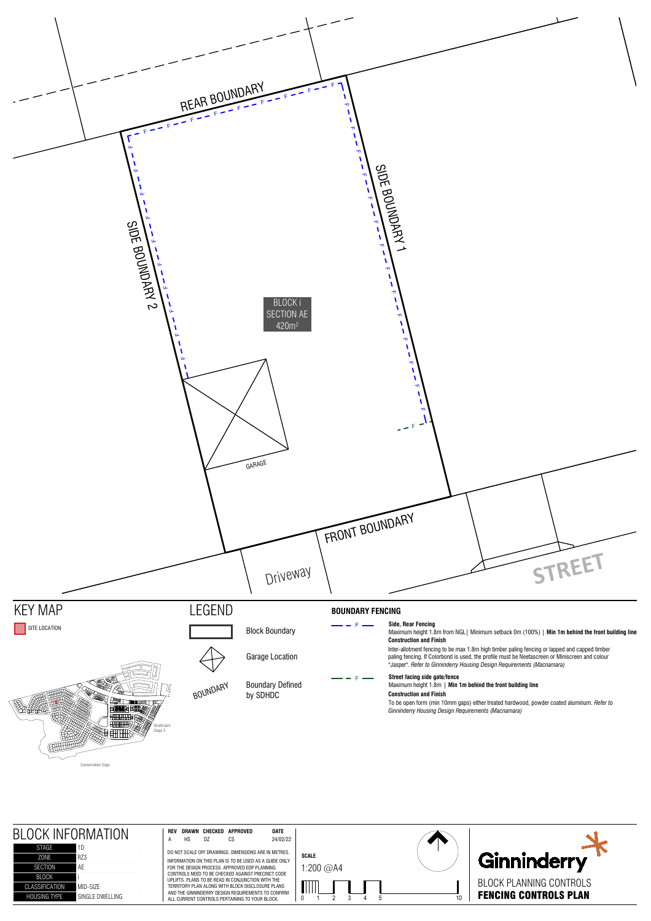REAR BOUNDARY

SIDE BOUNDARY 1

SIDE BOUNDARY 2

BLOCK i
SECTION AE
420m²

GARAGE

FRONT BOUNDARY

Driveway

STREET

## KEY MAP

SITE LOCATION

Strathnairn Stage 2

Conservation Edge

## LEGEND

Block Boundary

Garage Location

Boundary Defined by SDHDC

## BOUNDARY FENCING

**Side, Rear Fencing**
Maximum height 1.8m from NGL | Minimum setback 0m (100%) | **Min 1m behind the front building line**
**Construction and Finish**
Inter-allotment fencing to be max 1.8m high timber paling fencing or lapped and capped timber paling fencing. If Colorbond is used, the profile must be Neetascreen or Miniscreen and colour "Jasper". *Refer to Ginninderry Housing Design Requirements (Macnamara)*

**Street facing side gate/fence**
Maximum height 1.8m | **Min 1m behind the front building line**
**Construction and Finish**
To be open form (min 10mm gaps) either treated hardwood, powder coated aluminum. *Refer to Ginninderry Housing Design Requirements (Macnamara)*

## BLOCK INFORMATION

| | |
|---|---|
| STAGE | 1D |
| ZONE | RZ3 |
| SECTION | AE |
| BLOCK | i |
| CLASSIFICATION | MID-SIZE |
| HOUSING TYPE | SINGLE DWELLING |

| REV | DRAWN | CHECKED | APPROVED | DATE |
|---|---|---|---|---|
| A | HS | DZ | CS | 24/02/22 |

DO NOT SCALE OFF DRAWINGS. DIMENSIONS ARE IN METRES.

INFORMATION ON THIS PLAN IS TO BE USED AS A GUIDE ONLY FOR THE DESIGN PROCESS. APPROVED EDP PLANNING CONTROLS NEED TO BE CHECKED AGAINST PRECINCT CODE UPLIFTS. PLANS TO BE READ IN CONJUNCTION WITH THE TERRITORY PLAN ALONG WITH BLOCK DISCLOSURE PLANS AND THE GINNINDERRY DESIGN REQUIREMENTS TO CONFIRM ALL CURRENT CONTROLS PERTAINING TO YOUR BLOCK.

**SCALE**
1:200 @A4

0 1 2 3 4 5 10

Ginninderry

BLOCK PLANNING CONTROLS
**FENCING CONTROLS PLAN**